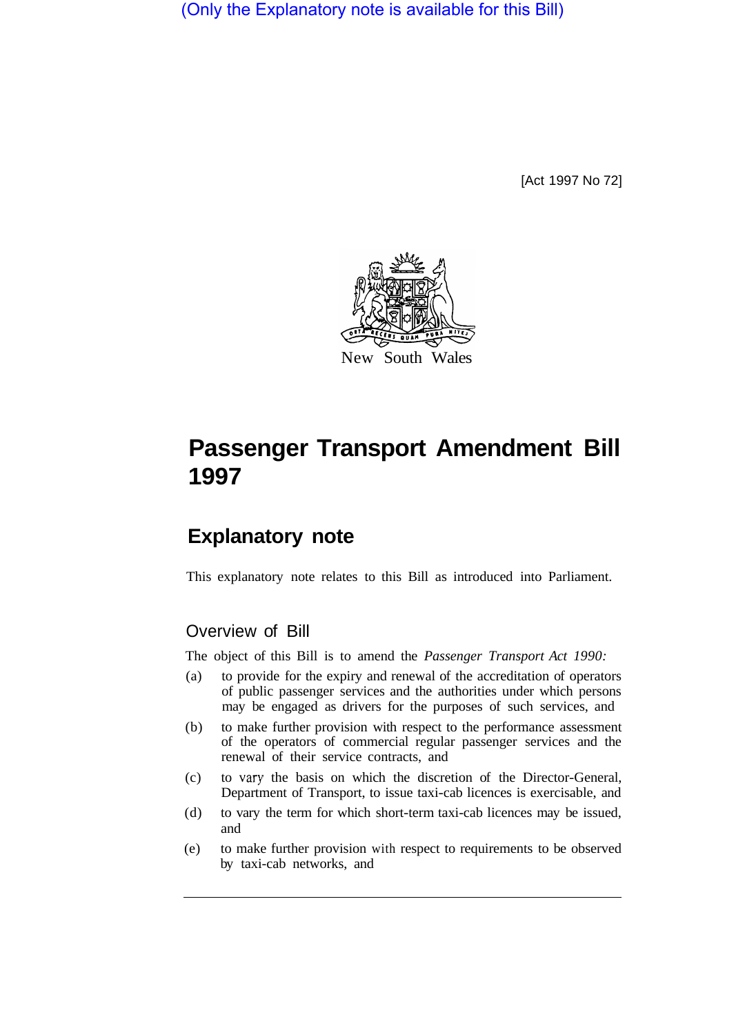(Only the Explanatory note is available for this Bill)

[Act 1997 No 72]

New South Wales

# Passenger Transport Amendment Bill 1997

## Explanatory note

This explanatory note relates to this Bill as introduced into Parliament.

### Overview of Bill

The object of this Bill is to amend the *Passenger Transport Act 1990:*

(a) to provide for the expiry and renewal of the accreditation of operators of public passenger services and the authorities under which persons may be engaged as drivers for the purposes of such services, and

(b) to make further provision with respect to the performance assessment of the operators of commercial regular passenger services and the renewal of their service contracts, and

(c) to vary the basis on which the discretion of the Director-General, Department of Transport, to issue taxi-cab licences is exercisable, and

(d) to vary the term for which short-term taxi-cab licences may be issued, and

(e) to make further provision with respect to requirements to be observed by taxi-cab networks, and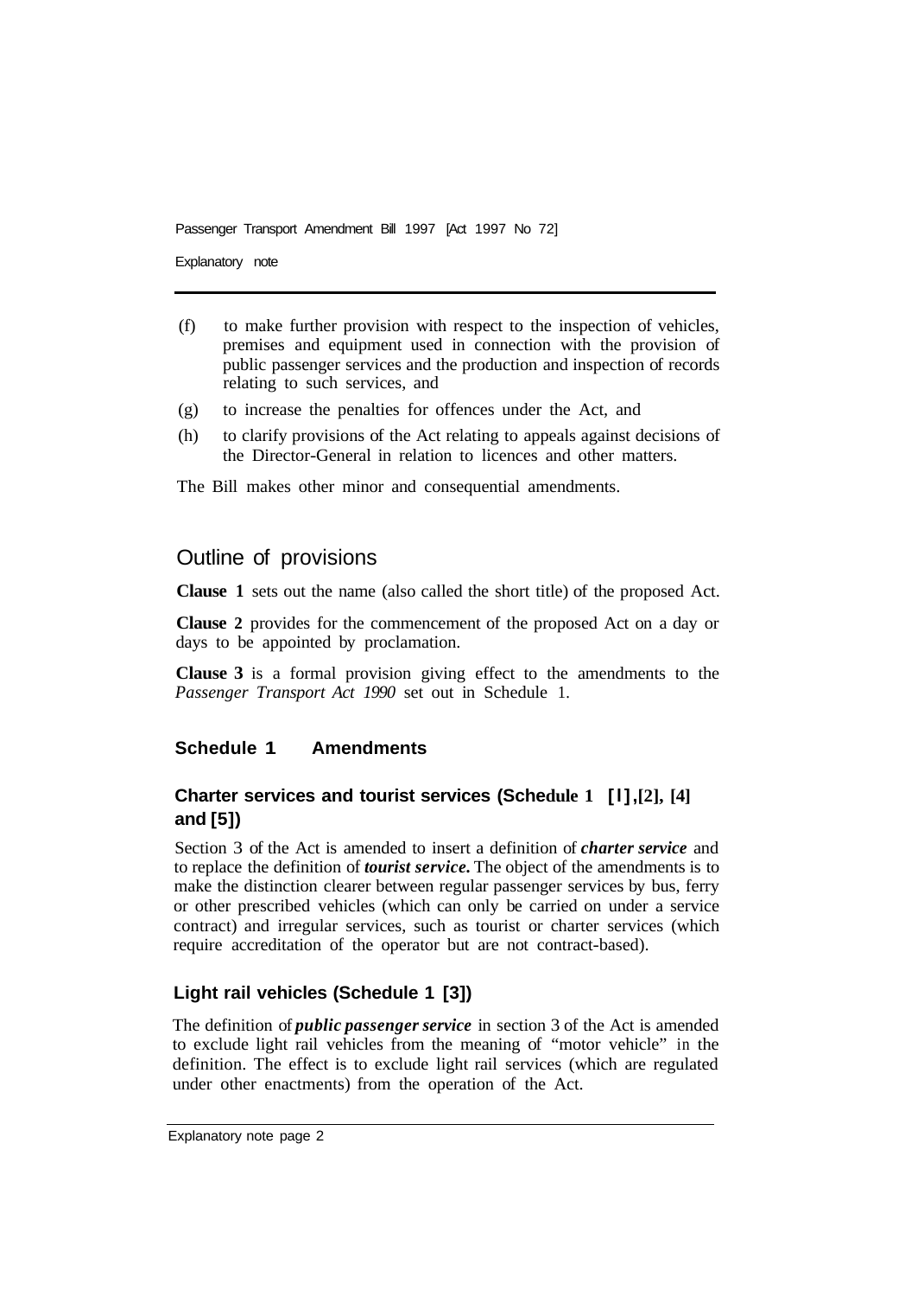(f) to make further provision with respect to the inspection of vehicles, premises and equipment used in connection with the provision of public passenger services and the production and inspection of records relating to such services, and

(g) to increase the penalties for offences under the Act, and

(h) to clarify provisions of the Act relating to appeals against decisions of the Director-General in relation to licences and other matters.

The Bill makes other minor and consequential amendments.

## Outline of provisions

**Clause 1** sets out the name (also called the short title) of the proposed Act.

**Clause 2** provides for the commencement of the proposed Act on a day or days to be appointed by proclamation.

**Clause 3** is a formal provision giving effect to the amendments to the *Passenger Transport Act 1990* set out in Schedule 1.

### Schedule 1 Amendments

#### Charter services and tourist services (Schedule 1 [1], [2], [4] and [5])

Section 3 of the Act is amended to insert a definition of ***charter service*** and to replace the definition of ***tourist service***. The object of the amendments is to make the distinction clearer between regular passenger services by bus, ferry or other prescribed vehicles (which can only be carried on under a service contract) and irregular services, such as tourist or charter services (which require accreditation of the operator but are not contract-based).

#### Light rail vehicles (Schedule 1 [3])

The definition of ***public passenger service*** in section 3 of the Act is amended to exclude light rail vehicles from the meaning of "motor vehicle" in the definition. The effect is to exclude light rail services (which are regulated under other enactments) from the operation of the Act.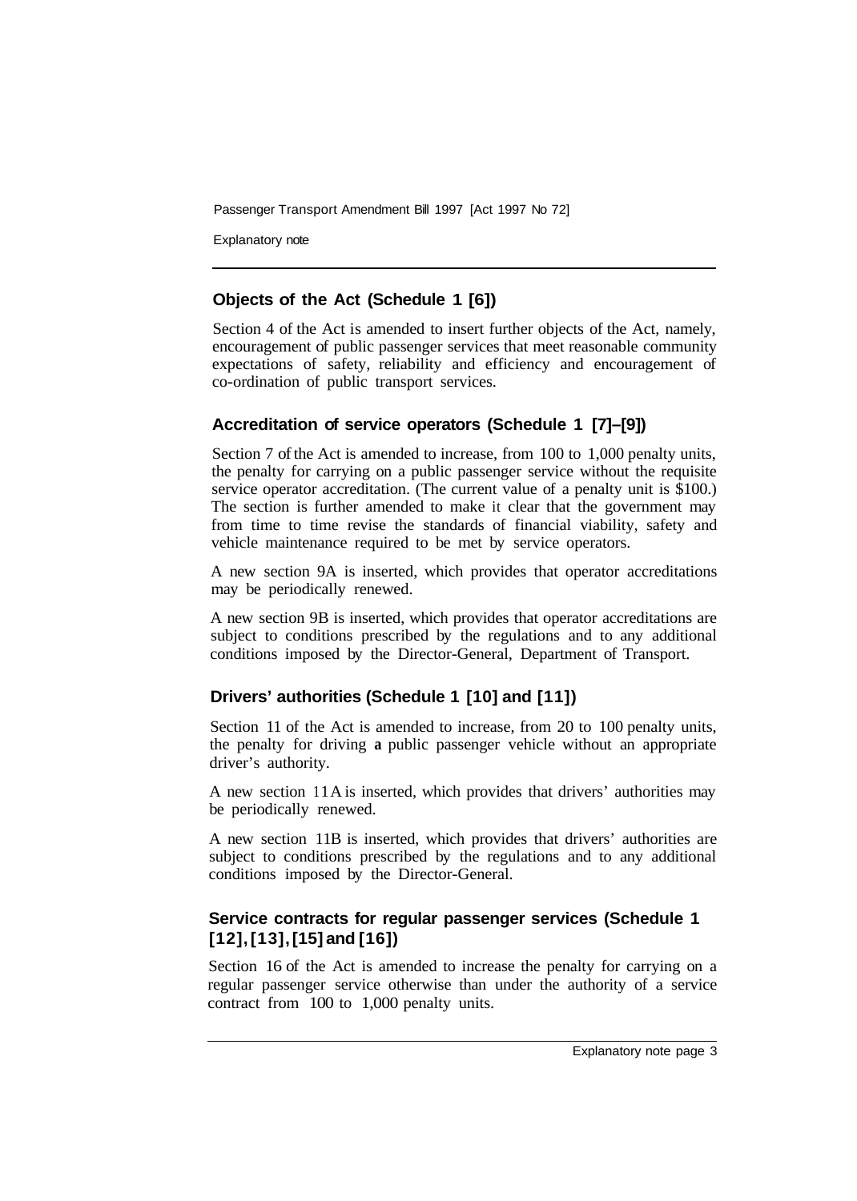## Objects of the Act (Schedule 1 [6])

Section 4 of the Act is amended to insert further objects of the Act, namely, encouragement of public passenger services that meet reasonable community expectations of safety, reliability and efficiency and encouragement of co-ordination of public transport services.

## Accreditation of service operators (Schedule 1 [7]–[9])

Section 7 of the Act is amended to increase, from 100 to 1,000 penalty units, the penalty for carrying on a public passenger service without the requisite service operator accreditation. (The current value of a penalty unit is $100.) The section is further amended to make it clear that the government may from time to time revise the standards of financial viability, safety and vehicle maintenance required to be met by service operators.

A new section 9A is inserted, which provides that operator accreditations may be periodically renewed.

A new section 9B is inserted, which provides that operator accreditations are subject to conditions prescribed by the regulations and to any additional conditions imposed by the Director-General, Department of Transport.

## Drivers' authorities (Schedule 1 [10] and [11])

Section 11 of the Act is amended to increase, from 20 to 100 penalty units, the penalty for driving **a** public passenger vehicle without an appropriate driver's authority.

A new section 11A is inserted, which provides that drivers' authorities may be periodically renewed.

A new section 11B is inserted, which provides that drivers' authorities are subject to conditions prescribed by the regulations and to any additional conditions imposed by the Director-General.

## Service contracts for regular passenger services (Schedule 1 [12], [13], [15] and [16])

Section 16 of the Act is amended to increase the penalty for carrying on a regular passenger service otherwise than under the authority of a service contract from 100 to 1,000 penalty units.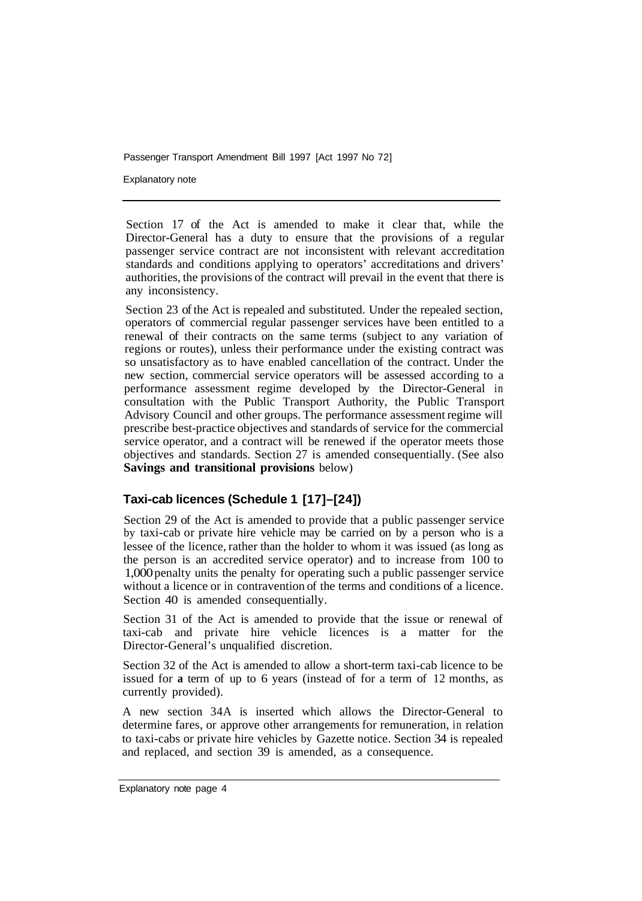Section 17 of the Act is amended to make it clear that, while the Director-General has a duty to ensure that the provisions of a regular passenger service contract are not inconsistent with relevant accreditation standards and conditions applying to operators' accreditations and drivers' authorities, the provisions of the contract will prevail in the event that there is any inconsistency.

Section 23 of the Act is repealed and substituted. Under the repealed section, operators of commercial regular passenger services have been entitled to a renewal of their contracts on the same terms (subject to any variation of regions or routes), unless their performance under the existing contract was so unsatisfactory as to have enabled cancellation of the contract. Under the new section, commercial service operators will be assessed according to a performance assessment regime developed by the Director-General in consultation with the Public Transport Authority, the Public Transport Advisory Council and other groups. The performance assessment regime will prescribe best-practice objectives and standards of service for the commercial service operator, and a contract will be renewed if the operator meets those objectives and standards. Section 27 is amended consequentially. (See also **Savings and transitional provisions** below)

### Taxi-cab licences (Schedule 1 [17]–[24])

Section 29 of the Act is amended to provide that a public passenger service by taxi-cab or private hire vehicle may be carried on by a person who is a lessee of the licence, rather than the holder to whom it was issued (as long as the person is an accredited service operator) and to increase from 100 to 1,000 penalty units the penalty for operating such a public passenger service without a licence or in contravention of the terms and conditions of a licence. Section 40 is amended consequentially.

Section 31 of the Act is amended to provide that the issue or renewal of taxi-cab and private hire vehicle licences is a matter for the Director-General's unqualified discretion.

Section 32 of the Act is amended to allow a short-term taxi-cab licence to be issued for **a** term of up to 6 years (instead of for a term of 12 months, as currently provided).

A new section 34A is inserted which allows the Director-General to determine fares, or approve other arrangements for remuneration, in relation to taxi-cabs or private hire vehicles by Gazette notice. Section 34 is repealed and replaced, and section 39 is amended, as a consequence.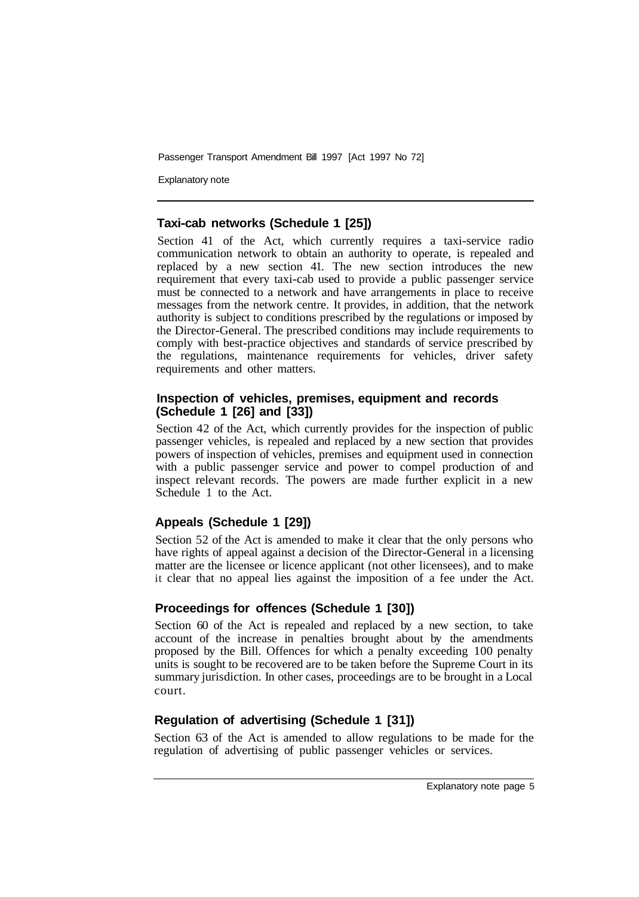### Taxi-cab networks (Schedule 1 [25])

Section 41 of the Act, which currently requires a taxi-service radio communication network to obtain an authority to operate, is repealed and replaced by a new section 41. The new section introduces the new requirement that every taxi-cab used to provide a public passenger service must be connected to a network and have arrangements in place to receive messages from the network centre. It provides, in addition, that the network authority is subject to conditions prescribed by the regulations or imposed by the Director-General. The prescribed conditions may include requirements to comply with best-practice objectives and standards of service prescribed by the regulations, maintenance requirements for vehicles, driver safety requirements and other matters.

### Inspection of vehicles, premises, equipment and records (Schedule 1 [26] and [33])

Section 42 of the Act, which currently provides for the inspection of public passenger vehicles, is repealed and replaced by a new section that provides powers of inspection of vehicles, premises and equipment used in connection with a public passenger service and power to compel production of and inspect relevant records. The powers are made further explicit in a new Schedule 1 to the Act.

### Appeals (Schedule 1 [29])

Section 52 of the Act is amended to make it clear that the only persons who have rights of appeal against a decision of the Director-General in a licensing matter are the licensee or licence applicant (not other licensees), and to make it clear that no appeal lies against the imposition of a fee under the Act.

### Proceedings for offences (Schedule 1 [30])

Section 60 of the Act is repealed and replaced by a new section, to take account of the increase in penalties brought about by the amendments proposed by the Bill. Offences for which a penalty exceeding 100 penalty units is sought to be recovered are to be taken before the Supreme Court in its summary jurisdiction. In other cases, proceedings are to be brought in a Local court.

### Regulation of advertising (Schedule 1 [31])

Section 63 of the Act is amended to allow regulations to be made for the regulation of advertising of public passenger vehicles or services.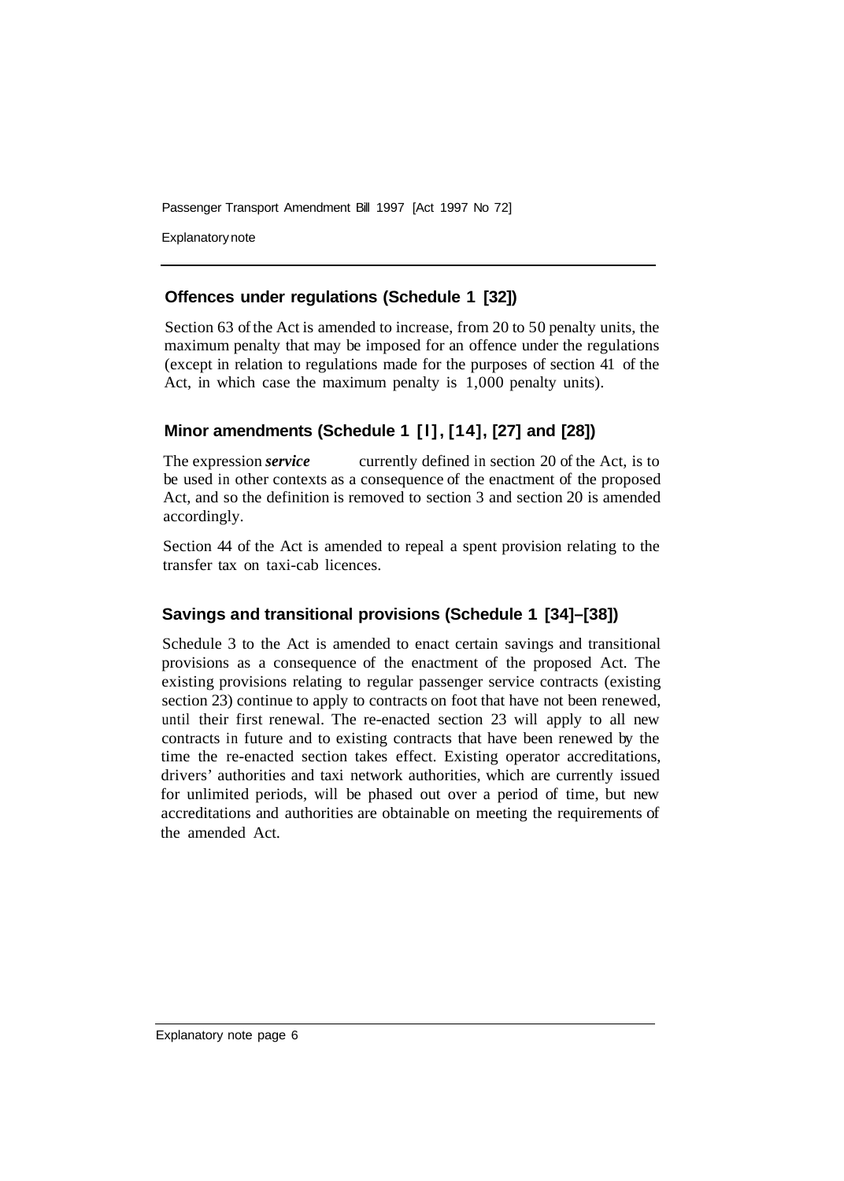### Offences under regulations (Schedule 1 [32])

Section 63 of the Act is amended to increase, from 20 to 50 penalty units, the maximum penalty that may be imposed for an offence under the regulations (except in relation to regulations made for the purposes of section 41 of the Act, in which case the maximum penalty is 1,000 penalty units).

### Minor amendments (Schedule 1 [l], [14], [27] and [28])

The expression ***service*** currently defined in section 20 of the Act, is to be used in other contexts as a consequence of the enactment of the proposed Act, and so the definition is removed to section 3 and section 20 is amended accordingly.

Section 44 of the Act is amended to repeal a spent provision relating to the transfer tax on taxi-cab licences.

### Savings and transitional provisions (Schedule 1 [34]–[38])

Schedule 3 to the Act is amended to enact certain savings and transitional provisions as a consequence of the enactment of the proposed Act. The existing provisions relating to regular passenger service contracts (existing section 23) continue to apply to contracts on foot that have not been renewed, until their first renewal. The re-enacted section 23 will apply to all new contracts in future and to existing contracts that have been renewed by the time the re-enacted section takes effect. Existing operator accreditations, drivers' authorities and taxi network authorities, which are currently issued for unlimited periods, will be phased out over a period of time, but new accreditations and authorities are obtainable on meeting the requirements of the amended Act.